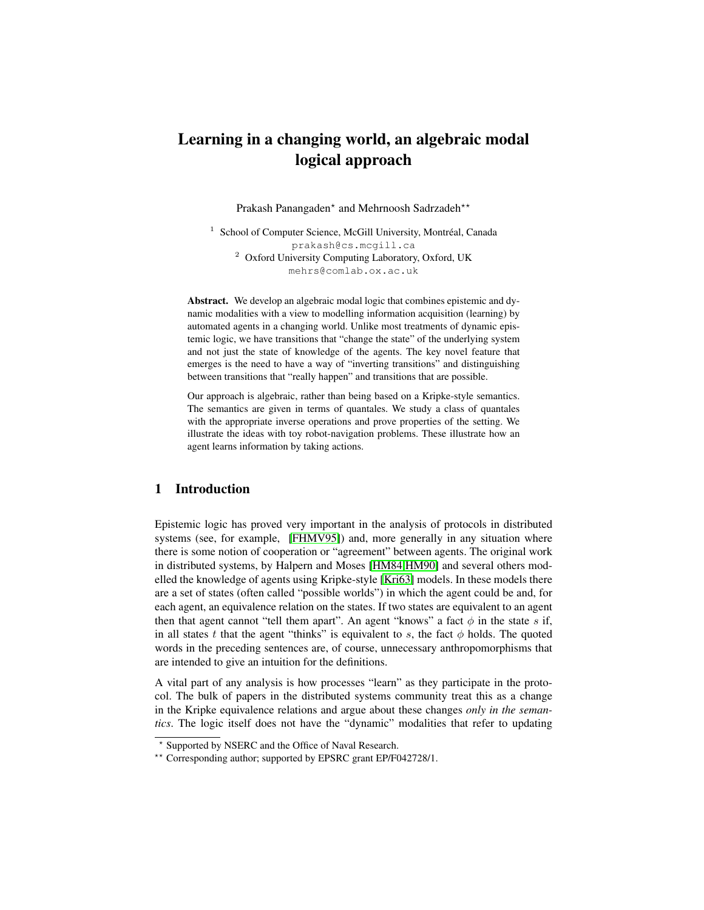# Learning in a changing world, an algebraic modal logical approach

Prakash Panangaden* and Mehrnoosh Sadrzadeh**

[1] School of Computer Science, McGill University, Montréal, Canada
prakash@cs.mcgill.ca
[2] Oxford University Computing Laboratory, Oxford, UK
mehrs@comlab.ox.ac.uk

**Abstract.** We develop an algebraic modal logic that combines epistemic and dynamic modalities with a view to modelling information acquisition (learning) by automated agents in a changing world. Unlike most treatments of dynamic epistemic logic, we have transitions that "change the state" of the underlying system and not just the state of knowledge of the agents. The key novel feature that emerges is the need to have a way of "inverting transitions" and distinguishing between transitions that "really happen" and transitions that are possible.

Our approach is algebraic, rather than being based on a Kripke-style semantics. The semantics are given in terms of quantales. We study a class of quantales with the appropriate inverse operations and prove properties of the setting. We illustrate the ideas with toy robot-navigation problems. These illustrate how an agent learns information by taking actions.

## 1 Introduction

Epistemic logic has proved very important in the analysis of protocols in distributed systems (see, for example, [FHMV95]) and, more generally in any situation where there is some notion of cooperation or "agreement" between agents. The original work in distributed systems, by Halpern and Moses [HM84,HM90] and several others modelled the knowledge of agents using Kripke-style [Kri63] models. In these models there are a set of states (often called "possible worlds") in which the agent could be and, for each agent, an equivalence relation on the states. If two states are equivalent to an agent then that agent cannot "tell them apart". An agent "knows" a fact $\phi$ in the state $s$ if, in all states $t$ that the agent "thinks" is equivalent to $s$, the fact $\phi$ holds. The quoted words in the preceding sentences are, of course, unnecessary anthropomorphisms that are intended to give an intuition for the definitions.

A vital part of any analysis is how processes "learn" as they participate in the protocol. The bulk of papers in the distributed systems community treat this as a change in the Kripke equivalence relations and argue about these changes *only in the semantics*. The logic itself does not have the "dynamic" modalities that refer to updating

* Supported by NSERC and the Office of Naval Research.

** Corresponding author; supported by EPSRC grant EP/F042728/1.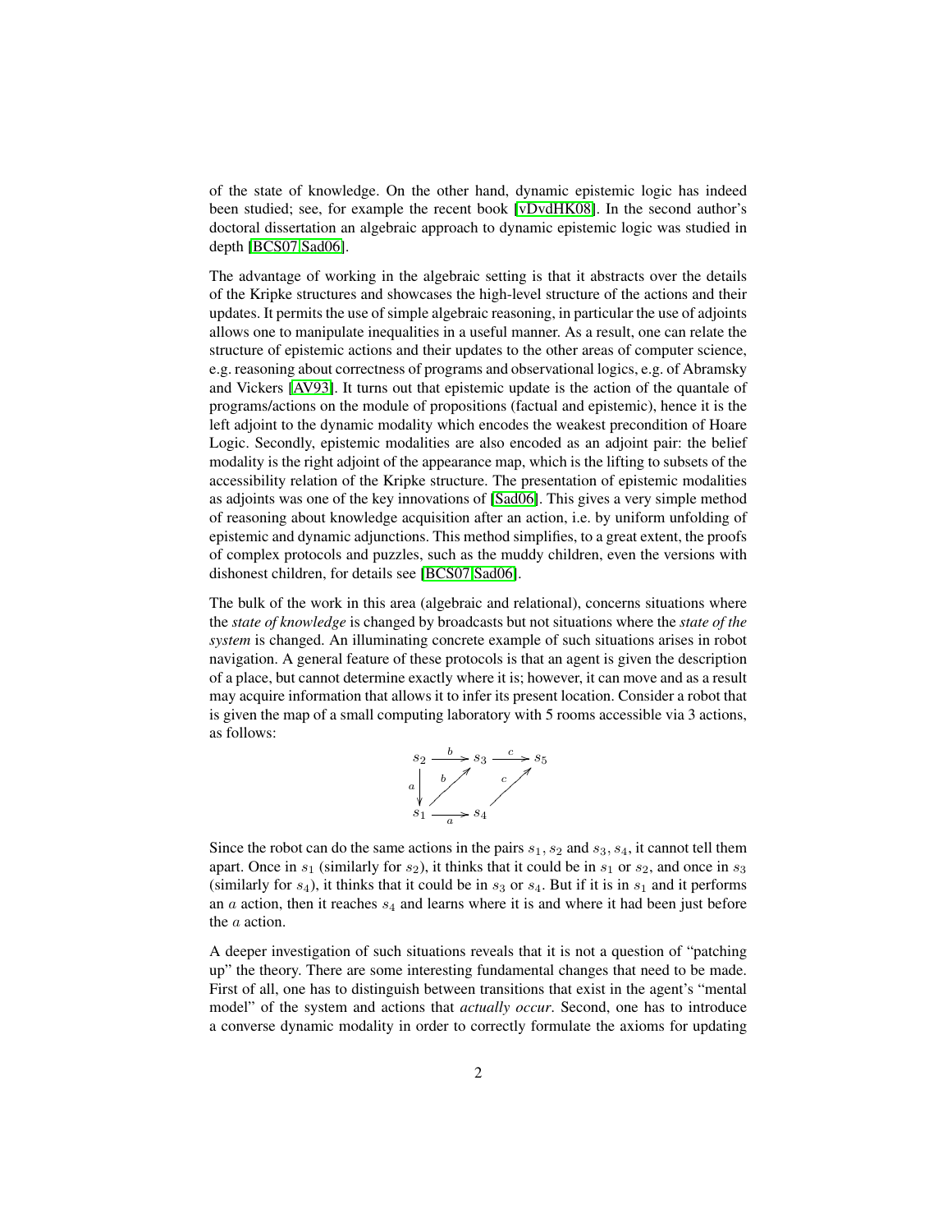of the state of knowledge. On the other hand, dynamic epistemic logic has indeed been studied; see, for example the recent book [vDvdHK08]. In the second author's doctoral dissertation an algebraic approach to dynamic epistemic logic was studied in depth [BCS07,Sad06].

The advantage of working in the algebraic setting is that it abstracts over the details of the Kripke structures and showcases the high-level structure of the actions and their updates. It permits the use of simple algebraic reasoning, in particular the use of adjoints allows one to manipulate inequalities in a useful manner. As a result, one can relate the structure of epistemic actions and their updates to the other areas of computer science, e.g. reasoning about correctness of programs and observational logics, e.g. of Abramsky and Vickers [AV93]. It turns out that epistemic update is the action of the quantale of programs/actions on the module of propositions (factual and epistemic), hence it is the left adjoint to the dynamic modality which encodes the weakest precondition of Hoare Logic. Secondly, epistemic modalities are also encoded as an adjoint pair: the belief modality is the right adjoint of the appearance map, which is the lifting to subsets of the accessibility relation of the Kripke structure. The presentation of epistemic modalities as adjoints was one of the key innovations of [Sad06]. This gives a very simple method of reasoning about knowledge acquisition after an action, i.e. by uniform unfolding of epistemic and dynamic adjunctions. This method simplifies, to a great extent, the proofs of complex protocols and puzzles, such as the muddy children, even the versions with dishonest children, for details see [BCS07,Sad06].

The bulk of the work in this area (algebraic and relational), concerns situations where the *state of knowledge* is changed by broadcasts but not situations where the *state of the system* is changed. An illuminating concrete example of such situations arises in robot navigation. A general feature of these protocols is that an agent is given the description of a place, but cannot determine exactly where it is; however, it can move and as a result may acquire information that allows it to infer its present location. Consider a robot that is given the map of a small computing laboratory with 5 rooms accessible via 3 actions, as follows:

$$\begin{array}{ccccc} s_2 & \xrightarrow{b} & s_3 & \xrightarrow{c} & s_5 \\ {\scriptstyle a}\downarrow & \nearrow^{b} & & \nearrow^{c} & \\ s_1 & \xrightarrow[a]{} & s_4 & & \end{array}$$

Since the robot can do the same actions in the pairs $s_1, s_2$ and $s_3, s_4$, it cannot tell them apart. Once in $s_1$ (similarly for $s_2$), it thinks that it could be in $s_1$ or $s_2$, and once in $s_3$ (similarly for $s_4$), it thinks that it could be in $s_3$ or $s_4$. But if it is in $s_1$ and it performs an $a$ action, then it reaches $s_4$ and learns where it is and where it had been just before the $a$ action.

A deeper investigation of such situations reveals that it is not a question of "patching up" the theory. There are some interesting fundamental changes that need to be made. First of all, one has to distinguish between transitions that exist in the agent's "mental model" of the system and actions that *actually occur*. Second, one has to introduce a converse dynamic modality in order to correctly formulate the axioms for updating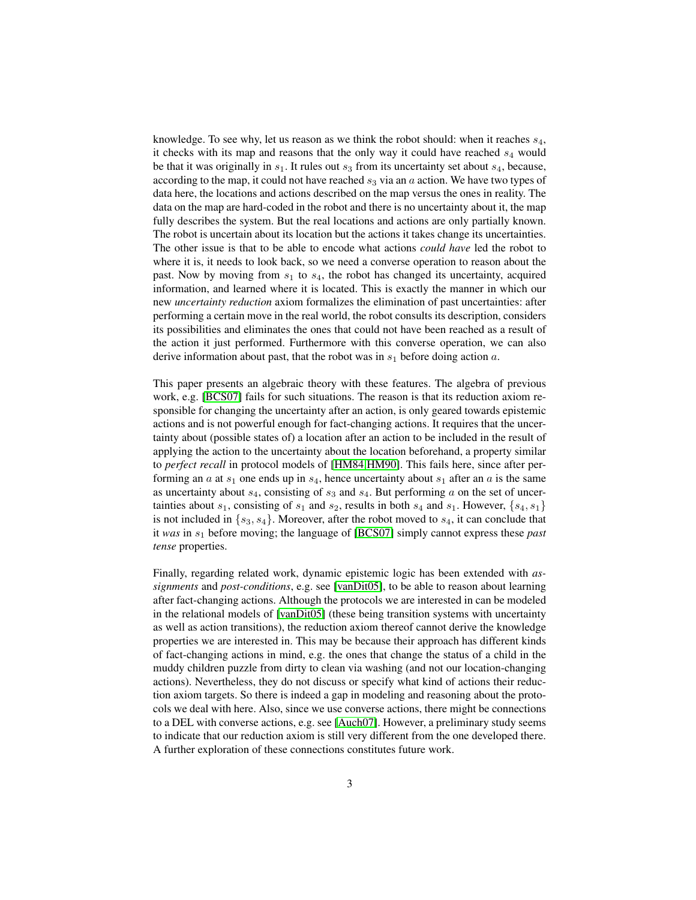knowledge. To see why, let us reason as we think the robot should: when it reaches $s_4$, it checks with its map and reasons that the only way it could have reached $s_4$ would be that it was originally in $s_1$. It rules out $s_3$ from its uncertainty set about $s_4$, because, according to the map, it could not have reached $s_3$ via an $a$ action. We have two types of data here, the locations and actions described on the map versus the ones in reality. The data on the map are hard-coded in the robot and there is no uncertainty about it, the map fully describes the system. But the real locations and actions are only partially known. The robot is uncertain about its location but the actions it takes change its uncertainties. The other issue is that to be able to encode what actions *could have* led the robot to where it is, it needs to look back, so we need a converse operation to reason about the past. Now by moving from $s_1$ to $s_4$, the robot has changed its uncertainty, acquired information, and learned where it is located. This is exactly the manner in which our new *uncertainty reduction* axiom formalizes the elimination of past uncertainties: after performing a certain move in the real world, the robot consults its description, considers its possibilities and eliminates the ones that could not have been reached as a result of the action it just performed. Furthermore with this converse operation, we can also derive information about past, that the robot was in $s_1$ before doing action $a$.

This paper presents an algebraic theory with these features. The algebra of previous work, e.g. [BCS07] fails for such situations. The reason is that its reduction axiom responsible for changing the uncertainty after an action, is only geared towards epistemic actions and is not powerful enough for fact-changing actions. It requires that the uncertainty about (possible states of) a location after an action to be included in the result of applying the action to the uncertainty about the location beforehand, a property similar to *perfect recall* in protocol models of [HM84,HM90]. This fails here, since after performing an $a$ at $s_1$ one ends up in $s_4$, hence uncertainty about $s_1$ after an $a$ is the same as uncertainty about $s_4$, consisting of $s_3$ and $s_4$. But performing $a$ on the set of uncertainties about $s_1$, consisting of $s_1$ and $s_2$, results in both $s_4$ and $s_1$. However, $\{s_4, s_1\}$ is not included in $\{s_3, s_4\}$. Moreover, after the robot moved to $s_4$, it can conclude that it *was* in $s_1$ before moving; the language of [BCS07] simply cannot express these *past tense* properties.

Finally, regarding related work, dynamic epistemic logic has been extended with *assignments* and *post-conditions*, e.g. see [vanDit05], to be able to reason about learning after fact-changing actions. Although the protocols we are interested in can be modeled in the relational models of [vanDit05] (these being transition systems with uncertainty as well as action transitions), the reduction axiom thereof cannot derive the knowledge properties we are interested in. This may be because their approach has different kinds of fact-changing actions in mind, e.g. the ones that change the status of a child in the muddy children puzzle from dirty to clean via washing (and not our location-changing actions). Nevertheless, they do not discuss or specify what kind of actions their reduction axiom targets. So there is indeed a gap in modeling and reasoning about the protocols we deal with here. Also, since we use converse actions, there might be connections to a DEL with converse actions, e.g. see [Auch07]. However, a preliminary study seems to indicate that our reduction axiom is still very different from the one developed there. A further exploration of these connections constitutes future work.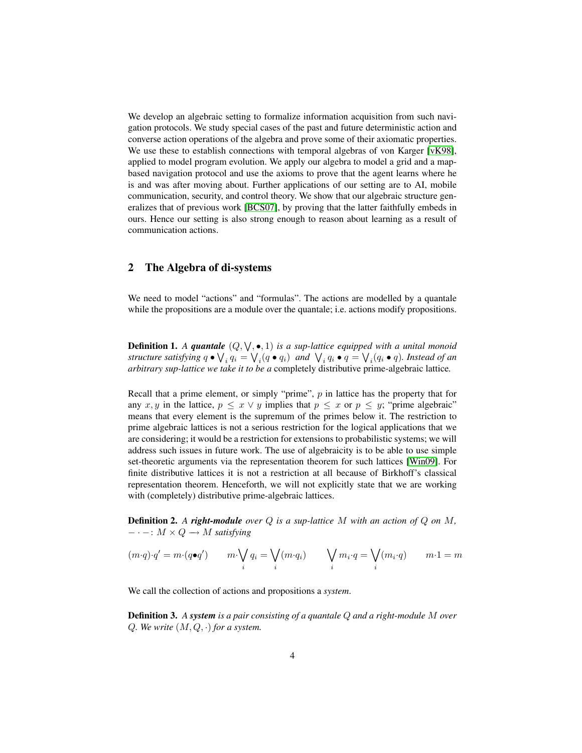We develop an algebraic setting to formalize information acquisition from such navigation protocols. We study special cases of the past and future deterministic action and converse action operations of the algebra and prove some of their axiomatic properties. We use these to establish connections with temporal algebras of von Karger [vK98], applied to model program evolution. We apply our algebra to model a grid and a map-based navigation protocol and use the axioms to prove that the agent learns where he is and was after moving about. Further applications of our setting are to AI, mobile communication, security, and control theory. We show that our algebraic structure generalizes that of previous work [BCS07], by proving that the latter faithfully embeds in ours. Hence our setting is also strong enough to reason about learning as a result of communication actions.

## 2 The Algebra of di-systems

We need to model "actions" and "formulas". The actions are modelled by a quantale while the propositions are a module over the quantale; i.e. actions modify propositions.

**Definition 1.** *A* ***quantale*** $(Q, \bigvee, \bullet, 1)$ *is a sup-lattice equipped with a unital monoid structure satisfying* $q \bullet \bigvee_i q_i = \bigvee_i (q \bullet q_i)$ *and* $\bigvee_i q_i \bullet q = \bigvee_i (q_i \bullet q)$*. Instead of an arbitrary sup-lattice we take it to be a* completely distributive prime-algebraic lattice*.*

Recall that a prime element, or simply "prime", $p$ in lattice has the property that for any $x, y$ in the lattice, $p \leq x \vee y$ implies that $p \leq x$ or $p \leq y$; "prime algebraic" means that every element is the supremum of the primes below it. The restriction to prime algebraic lattices is not a serious restriction for the logical applications that we are considering; it would be a restriction for extensions to probabilistic systems; we will address such issues in future work. The use of algebraicity is to be able to use simple set-theoretic arguments via the representation theorem for such lattices [Win09]. For finite distributive lattices it is not a restriction at all because of Birkhoff's classical representation theorem. Henceforth, we will not explicitly state that we are working with (completely) distributive prime-algebraic lattices.

**Definition 2.** *A* ***right-module*** *over $Q$ is a sup-lattice $M$ with an action of $Q$ on $M$, $- \cdot - \colon M \times Q \longrightarrow M$ satisfying*

$$(m \cdot q) \cdot q' = m \cdot (q \bullet q') \qquad m \cdot \bigvee_i q_i = \bigvee_i (m \cdot q_i) \qquad \bigvee_i m_i \cdot q = \bigvee_i (m_i \cdot q) \qquad m \cdot 1 = m$$

We call the collection of actions and propositions a *system*.

**Definition 3.** *A* ***system*** *is a pair consisting of a quantale $Q$ and a right-module $M$ over $Q$. We write $(M, Q, \cdot)$ for a system.*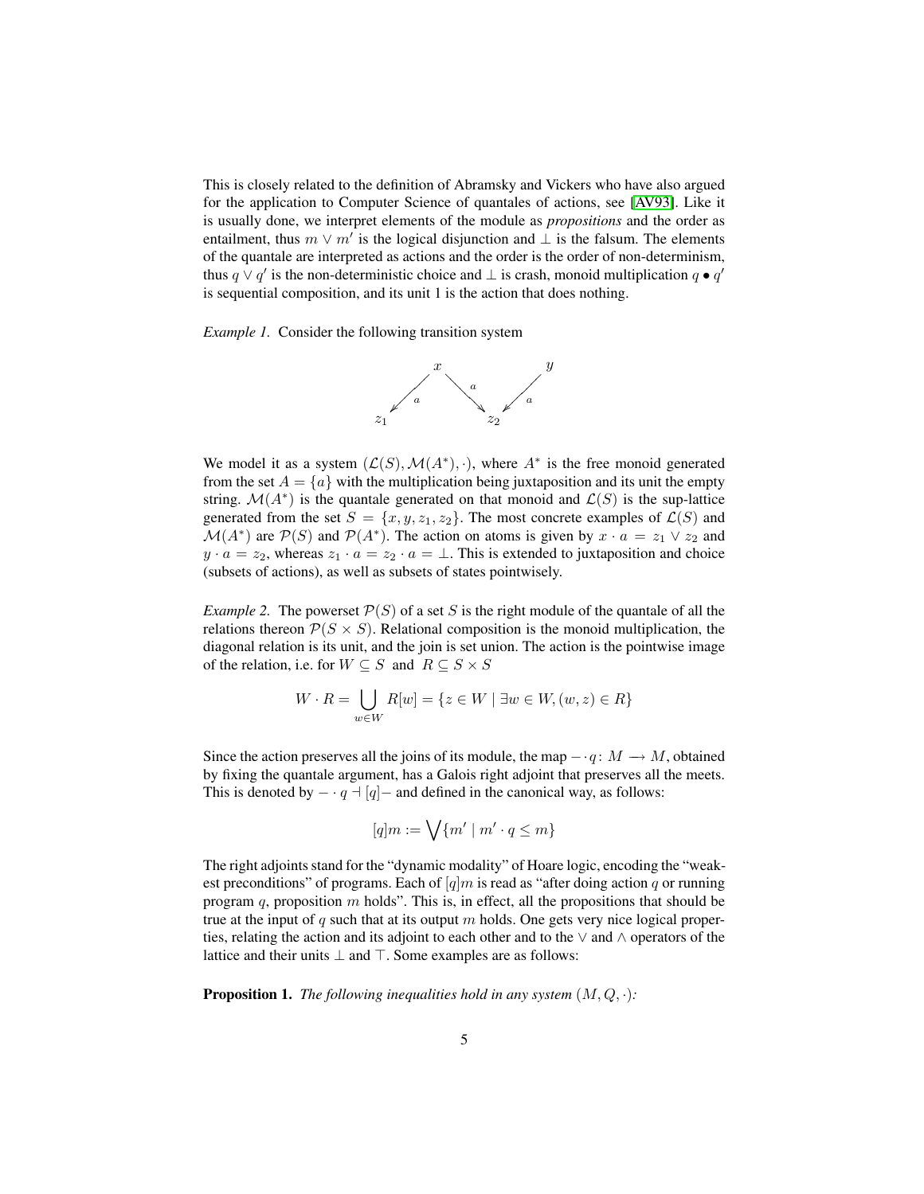This is closely related to the definition of Abramsky and Vickers who have also argued for the application to Computer Science of quantales of actions, see [AV93]. Like it is usually done, we interpret elements of the module as *propositions* and the order as entailment, thus $m \vee m'$ is the logical disjunction and $\bot$ is the falsum. The elements of the quantale are interpreted as actions and the order is the order of non-determinism, thus $q \vee q'$ is the non-deterministic choice and $\bot$ is crash, monoid multiplication $q \bullet q'$ is sequential composition, and its unit 1 is the action that does nothing.

*Example 1.* Consider the following transition system

We model it as a system $(\mathcal{L}(S), \mathcal{M}(A^*), \cdot)$, where $A^*$ is the free monoid generated from the set $A = \{a\}$ with the multiplication being juxtaposition and its unit the empty string. $\mathcal{M}(A^*)$ is the quantale generated on that monoid and $\mathcal{L}(S)$ is the sup-lattice generated from the set $S = \{x, y, z_1, z_2\}$. The most concrete examples of $\mathcal{L}(S)$ and $\mathcal{M}(A^*)$ are $\mathcal{P}(S)$ and $\mathcal{P}(A^*)$. The action on atoms is given by $x \cdot a = z_1 \vee z_2$ and $y \cdot a = z_2$, whereas $z_1 \cdot a = z_2 \cdot a = \bot$. This is extended to juxtaposition and choice (subsets of actions), as well as subsets of states pointwisely.

*Example 2.* The powerset $\mathcal{P}(S)$ of a set $S$ is the right module of the quantale of all the relations thereon $\mathcal{P}(S \times S)$. Relational composition is the monoid multiplication, the diagonal relation is its unit, and the join is set union. The action is the pointwise image of the relation, i.e. for $W \subseteq S$ and $R \subseteq S \times S$

$$W \cdot R = \bigcup_{w \in W} R[w] = \{z \in W \mid \exists w \in W, (w, z) \in R\}$$

Since the action preserves all the joins of its module, the map $- \cdot q \colon M \longrightarrow M$, obtained by fixing the quantale argument, has a Galois right adjoint that preserves all the meets. This is denoted by $- \cdot q \dashv [q]-$ and defined in the canonical way, as follows:

$$[q]m := \bigvee\{m' \mid m' \cdot q \leq m\}$$

The right adjoints stand for the "dynamic modality" of Hoare logic, encoding the "weakest preconditions" of programs. Each of $[q]m$ is read as "after doing action $q$ or running program $q$, proposition $m$ holds". This is, in effect, all the propositions that should be true at the input of $q$ such that at its output $m$ holds. One gets very nice logical properties, relating the action and its adjoint to each other and to the $\vee$ and $\wedge$ operators of the lattice and their units $\bot$ and $\top$. Some examples are as follows:

**Proposition 1.** *The following inequalities hold in any system* $(M, Q, \cdot)$*:*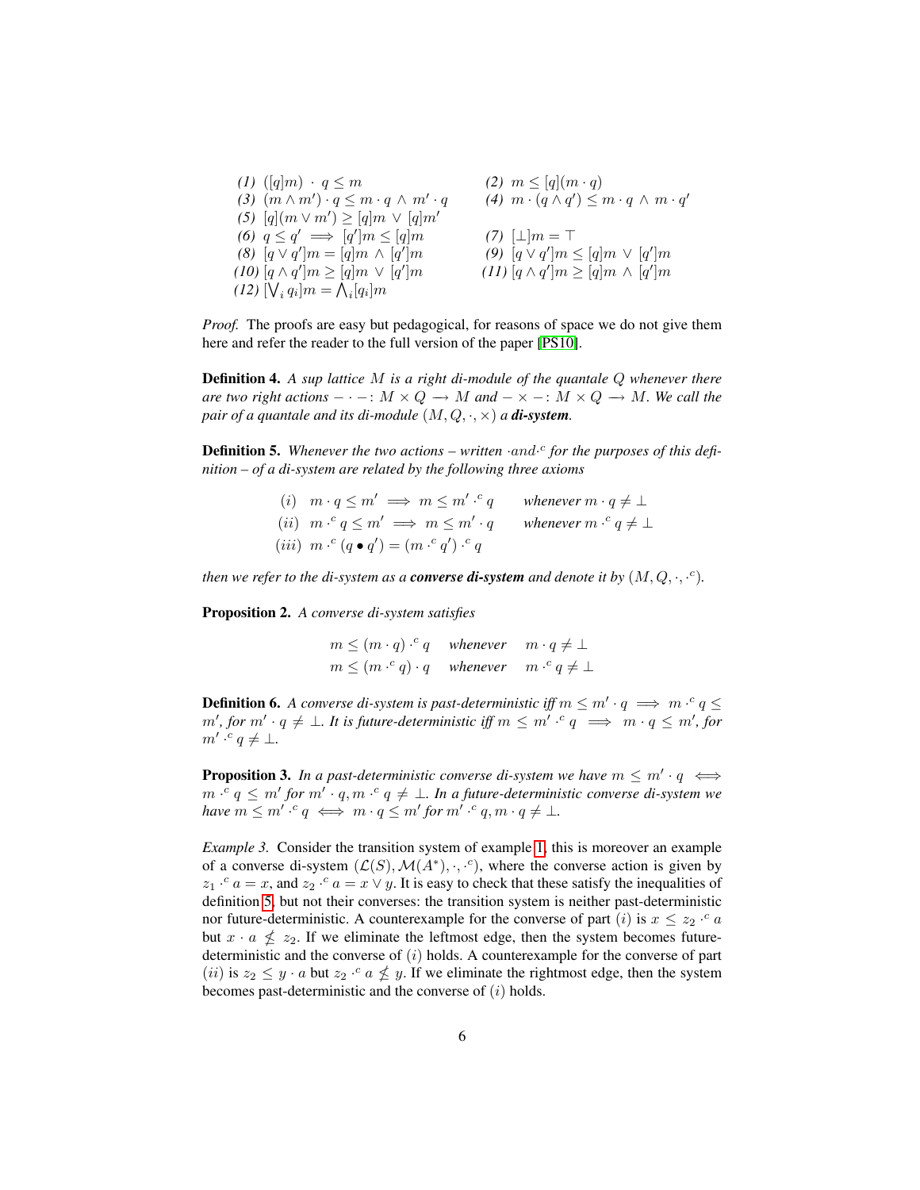(1) $([q]m) \cdot q \leq m$ (2) $m \leq [q](m \cdot q)$
(3) $(m \wedge m') \cdot q \leq m \cdot q \wedge m' \cdot q$ (4) $m \cdot (q \wedge q') \leq m \cdot q \wedge m \cdot q'$
(5) $[q](m \vee m') \geq [q]m \vee [q]m'$
(6) $q \leq q' \implies [q']m \leq [q]m$ (7) $[\bot]m = \top$
(8) $[q \vee q']m = [q]m \wedge [q']m$ (9) $[q \vee q']m \leq [q]m \vee [q']m$
(10) $[q \wedge q']m \geq [q]m \vee [q']m$ (11) $[q \wedge q']m \geq [q]m \wedge [q']m$
(12) $[\bigvee_i q_i]m = \bigwedge_i [q_i]m$

*Proof.* The proofs are easy but pedagogical, for reasons of space we do not give them here and refer the reader to the full version of the paper [PS10].

**Definition 4.** *A sup lattice $M$ is a right di-module of the quantale $Q$ whenever there are two right actions $- \cdot -: M \times Q \longrightarrow M$ and $- \times -: M \times Q \longrightarrow M$. We call the pair of a quantale and its di-module $(M, Q, \cdot, \times)$ a **di-system**.*

**Definition 5.** *Whenever the two actions – written $\cdot$and$\cdot^c$ for the purposes of this definition – of a di-system are related by the following three axioms*

$$
\begin{array}{lll}
(i) & m \cdot q \leq m' \implies m \leq m' \cdot^c q & \text{whenever } m \cdot q \neq \bot \\
(ii) & m \cdot^c q \leq m' \implies m \leq m' \cdot q & \text{whenever } m \cdot^c q \neq \bot \\
(iii) & m \cdot^c (q \bullet q') = (m \cdot^c q') \cdot^c q &
\end{array}
$$

*then we refer to the di-system as a **converse di-system** and denote it by $(M, Q, \cdot, \cdot^c)$.*

**Proposition 2.** *A converse di-system satisfies*

$$
\begin{array}{lll}
m \leq (m \cdot q) \cdot^c q & \text{whenever} & m \cdot q \neq \bot \\
m \leq (m \cdot^c q) \cdot q & \text{whenever} & m \cdot^c q \neq \bot
\end{array}
$$

**Definition 6.** *A converse di-system is past-deterministic iff $m \leq m' \cdot q \implies m \cdot^c q \leq m'$, for $m' \cdot q \neq \bot$. It is future-deterministic iff $m \leq m' \cdot^c q \implies m \cdot q \leq m'$, for $m' \cdot^c q \neq \bot$.*

**Proposition 3.** *In a past-deterministic converse di-system we have $m \leq m' \cdot q \iff m \cdot^c q \leq m'$ for $m' \cdot q, m \cdot^c q \neq \bot$. In a future-deterministic converse di-system we have $m \leq m' \cdot^c q \iff m \cdot q \leq m'$ for $m' \cdot^c q, m \cdot q \neq \bot$.*

*Example 3.* Consider the transition system of example 1, this is moreover an example of a converse di-system $(\mathcal{L}(S), \mathcal{M}(A^*), \cdot, \cdot^c)$, where the converse action is given by $z_1 \cdot^c a = x$, and $z_2 \cdot^c a = x \vee y$. It is easy to check that these satisfy the inequalities of definition 5, but not their converses: the transition system is neither past-deterministic nor future-deterministic. A counterexample for the converse of part $(i)$ is $x \leq z_2 \cdot^c a$ but $x \cdot a \not\leq z_2$. If we eliminate the leftmost edge, then the system becomes future-deterministic and the converse of $(i)$ holds. A counterexample for the converse of part $(ii)$ is $z_2 \leq y \cdot a$ but $z_2 \cdot^c a \not\leq y$. If we eliminate the rightmost edge, then the system becomes past-deterministic and the converse of $(i)$ holds.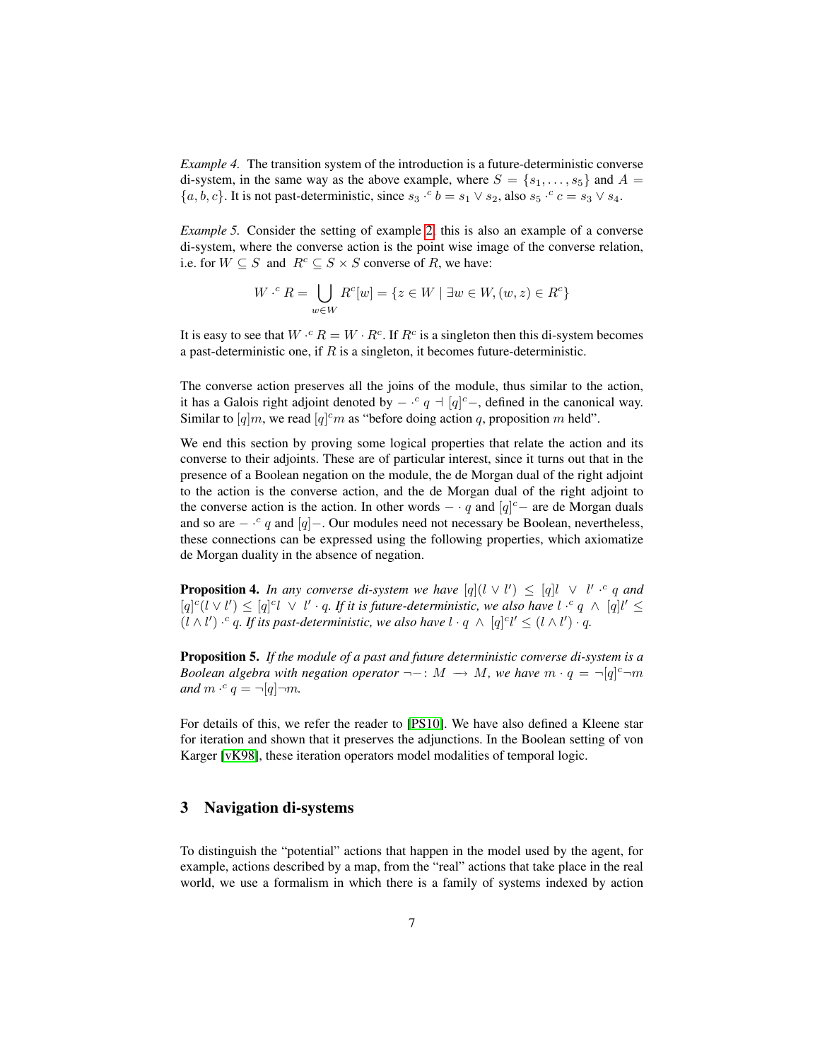*Example 4.* The transition system of the introduction is a future-deterministic converse di-system, in the same way as the above example, where $S = \{s_1, \ldots, s_5\}$ and $A = \{a, b, c\}$. It is not past-deterministic, since $s_3 \cdot^c b = s_1 \vee s_2$, also $s_5 \cdot^c c = s_3 \vee s_4$.

*Example 5.* Consider the setting of example 2, this is also an example of a converse di-system, where the converse action is the point wise image of the converse relation, i.e. for $W \subseteq S$ and $R^c \subseteq S \times S$ converse of $R$, we have:

$$W \cdot^c R = \bigcup_{w \in W} R^c[w] = \{z \in W \mid \exists w \in W, (w, z) \in R^c\}$$

It is easy to see that $W \cdot^c R = W \cdot R^c$. If $R^c$ is a singleton then this di-system becomes a past-deterministic one, if $R$ is a singleton, it becomes future-deterministic.

The converse action preserves all the joins of the module, thus similar to the action, it has a Galois right adjoint denoted by $- \cdot^c q \dashv [q]^c-$, defined in the canonical way. Similar to $[q]m$, we read $[q]^c m$ as "before doing action $q$, proposition $m$ held".

We end this section by proving some logical properties that relate the action and its converse to their adjoints. These are of particular interest, since it turns out that in the presence of a Boolean negation on the module, the de Morgan dual of the right adjoint to the action is the converse action, and the de Morgan dual of the right adjoint to the converse action is the action. In other words $- \cdot q$ and $[q]^c-$ are de Morgan duals and so are $- \cdot^c q$ and $[q]-$. Our modules need not necessary be Boolean, nevertheless, these connections can be expressed using the following properties, which axiomatize de Morgan duality in the absence of negation.

**Proposition 4.** *In any converse di-system we have $[q](l \vee l') \leq [q]l \ \vee \ l' \cdot^c q$ and $[q]^c(l \vee l') \leq [q]^c l \ \vee \ l' \cdot q$. If it is future-deterministic, we also have $l \cdot^c q \ \wedge \ [q]l' \leq (l \wedge l') \cdot^c q$. If its past-deterministic, we also have $l \cdot q \ \wedge \ [q]^c l' \leq (l \wedge l') \cdot q$.*

**Proposition 5.** *If the module of a past and future deterministic converse di-system is a Boolean algebra with negation operator $\neg- \colon M \longrightarrow M$, we have $m \cdot q = \neg[q]^c \neg m$ and $m \cdot^c q = \neg[q]\neg m$.*

For details of this, we refer the reader to [PS10]. We have also defined a Kleene star for iteration and shown that it preserves the adjunctions. In the Boolean setting of von Karger [vK98], these iteration operators model modalities of temporal logic.

## 3 Navigation di-systems

To distinguish the "potential" actions that happen in the model used by the agent, for example, actions described by a map, from the "real" actions that take place in the real world, we use a formalism in which there is a family of systems indexed by action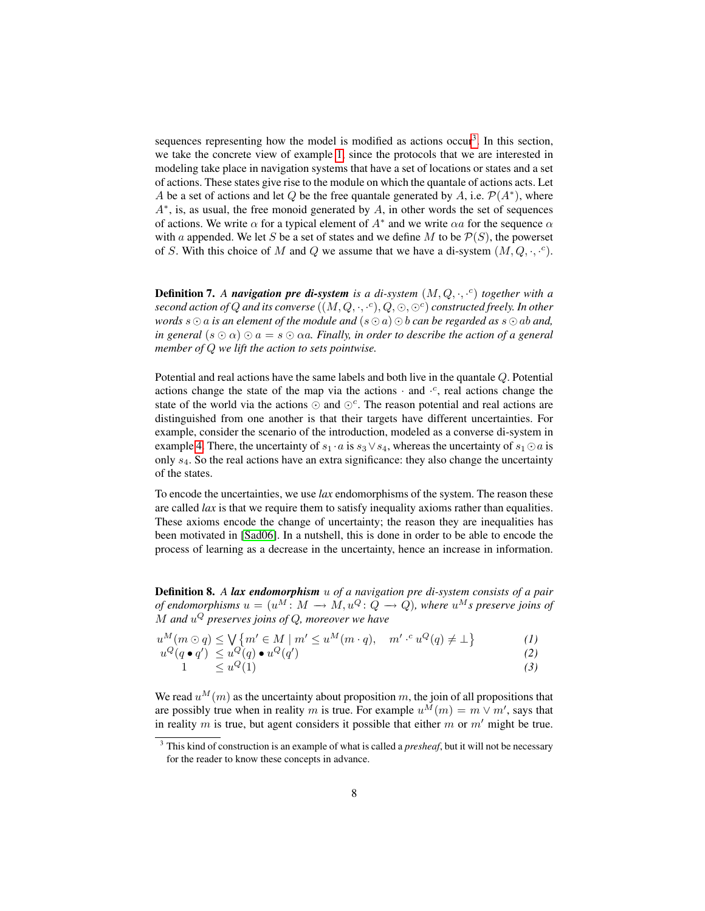sequences representing how the model is modified as actions occur[3]. In this section, we take the concrete view of example 1, since the protocols that we are interested in modeling take place in navigation systems that have a set of locations or states and a set of actions. These states give rise to the module on which the quantale of actions acts. Let $A$ be a set of actions and let $Q$ be the free quantale generated by $A$, i.e. $\mathcal{P}(A^*)$, where $A^*$, is, as usual, the free monoid generated by $A$, in other words the set of sequences of actions. We write $\alpha$ for a typical element of $A^*$ and we write $\alpha a$ for the sequence $\alpha$ with $a$ appended. We let $S$ be a set of states and we define $M$ to be $\mathcal{P}(S)$, the powerset of $S$. With this choice of $M$ and $Q$ we assume that we have a di-system $(M, Q, \cdot, \cdot^c)$.

**Definition 7.** *A* ***navigation pre di-system*** *is a di-system $(M, Q, \cdot, \cdot^c)$ together with a second action of $Q$ and its converse $((M, Q, \cdot, \cdot^c), Q, \odot, \odot^c)$ constructed freely. In other words $s \odot a$ is an element of the module and $(s \odot a) \odot b$ can be regarded as $s \odot ab$ and, in general $(s \odot \alpha) \odot a = s \odot \alpha a$. Finally, in order to describe the action of a general member of $Q$ we lift the action to sets pointwise.*

Potential and real actions have the same labels and both live in the quantale $Q$. Potential actions change the state of the map via the actions $\cdot$ and $\cdot^c$, real actions change the state of the world via the actions $\odot$ and $\odot^c$. The reason potential and real actions are distinguished from one another is that their targets have different uncertainties. For example, consider the scenario of the introduction, modeled as a converse di-system in example 4. There, the uncertainty of $s_1 \cdot a$ is $s_3 \vee s_4$, whereas the uncertainty of $s_1 \odot a$ is only $s_4$. So the real actions have an extra significance: they also change the uncertainty of the states.

To encode the uncertainties, we use *lax* endomorphisms of the system. The reason these are called *lax* is that we require them to satisfy inequality axioms rather than equalities. These axioms encode the change of uncertainty; the reason they are inequalities has been motivated in [Sad06]. In a nutshell, this is done in order to be able to encode the process of learning as a decrease in the uncertainty, hence an increase in information.

**Definition 8.** *A* ***lax endomorphism*** *$u$ of a navigation pre di-system consists of a pair of endomorphisms $u = (u^M : M \longrightarrow M, u^Q : Q \longrightarrow Q)$, where $u^M$s preserve joins of $M$ and $u^Q$ preserves joins of $Q$, moreover we have*

$$u^M(m \odot q) \leq \bigvee \{m' \in M \mid m' \leq u^M(m \cdot q), \quad m' \cdot^c u^Q(q) \neq \bot\} \qquad (1)$$

$$u^Q(q \bullet q') \leq u^Q(q) \bullet u^Q(q') \qquad (2)$$

$$1 \leq u^Q(1) \qquad (3)$$

We read $u^M(m)$ as the uncertainty about proposition $m$, the join of all propositions that are possibly true when in reality $m$ is true. For example $u^M(m) = m \vee m'$, says that in reality $m$ is true, but agent considers it possible that either $m$ or $m'$ might be true.

[3] This kind of construction is an example of what is called a *presheaf*, but it will not be necessary for the reader to know these concepts in advance.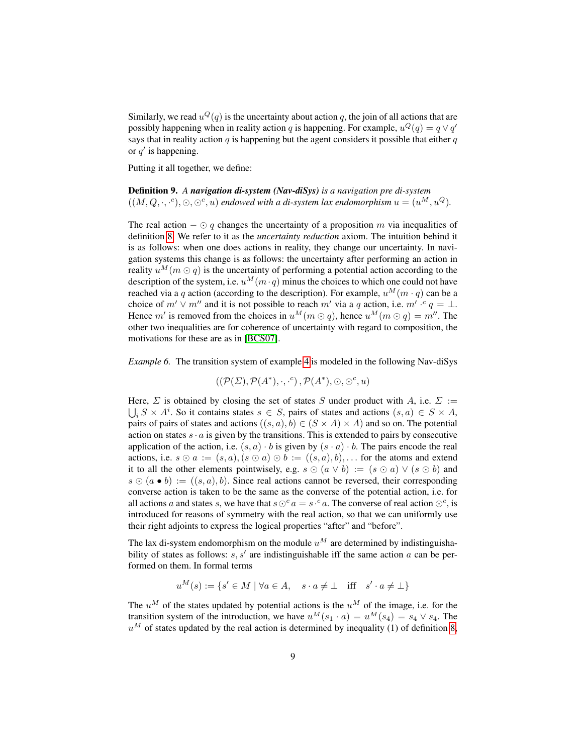Similarly, we read $u^Q(q)$ is the uncertainty about action $q$, the join of all actions that are possibly happening when in reality action $q$ is happening. For example, $u^Q(q) = q \vee q'$ says that in reality action $q$ is happening but the agent considers it possible that either $q$ or $q'$ is happening.

Putting it all together, we define:

**Definition 9.** *A **navigation di-system (Nav-diSys)** is a navigation pre di-system $((M, Q, \cdot, \cdot^c), \odot, \odot^c, u)$ endowed with a di-system lax endomorphism $u = (u^M, u^Q)$.*

The real action $- \odot q$ changes the uncertainty of a proposition $m$ via inequalities of definition 8. We refer to it as the *uncertainty reduction* axiom. The intuition behind it is as follows: when one does actions in reality, they change our uncertainty. In navigation systems this change is as follows: the uncertainty after performing an action in reality $u^M(m \odot q)$ is the uncertainty of performing a potential action according to the description of the system, i.e. $u^M(m \cdot q)$ minus the choices to which one could not have reached via a $q$ action (according to the description). For example, $u^M(m \cdot q)$ can be a choice of $m' \vee m''$ and it is not possible to reach $m'$ via a $q$ action, i.e. $m' \cdot^c q = \bot$. Hence $m'$ is removed from the choices in $u^M(m \odot q)$, hence $u^M(m \odot q) = m''$. The other two inequalities are for coherence of uncertainty with regard to composition, the motivations for these are as in [BCS07].

*Example 6.* The transition system of example 4 is modeled in the following Nav-diSys

$$((\mathcal{P}(\Sigma), \mathcal{P}(A^*), \cdot, \cdot^c), \mathcal{P}(A^*), \odot, \odot^c, u)$$

Here, $\Sigma$ is obtained by closing the set of states $S$ under product with $A$, i.e. $\Sigma := \bigcup_i S \times A^i$. So it contains states $s \in S$, pairs of states and actions $(s, a) \in S \times A$, pairs of pairs of states and actions $((s, a), b) \in (S \times A) \times A)$ and so on. The potential action on states $s \cdot a$ is given by the transitions. This is extended to pairs by consecutive application of the action, i.e. $(s, a) \cdot b$ is given by $(s \cdot a) \cdot b$. The pairs encode the real actions, i.e. $s \odot a := (s, a), (s \odot a) \odot b := ((s, a), b), \ldots$ for the atoms and extend it to all the other elements pointwisely, e.g. $s \odot (a \vee b) := (s \odot a) \vee (s \odot b)$ and $s \odot (a \bullet b) := ((s, a), b)$. Since real actions cannot be reversed, their corresponding converse action is taken to be the same as the converse of the potential action, i.e. for all actions $a$ and states $s$, we have that $s \odot^c a = s \cdot^c a$. The converse of real action $\odot^c$, is introduced for reasons of symmetry with the real action, so that we can uniformly use their right adjoints to express the logical properties "after" and "before".

The lax di-system endomorphism on the module $u^M$ are determined by indistinguishability of states as follows: $s, s'$ are indistinguishable iff the same action $a$ can be performed on them. In formal terms

$$u^M(s) := \{s' \in M \mid \forall a \in A, \quad s \cdot a \neq \bot \quad \text{iff} \quad s' \cdot a \neq \bot\}$$

The $u^M$ of the states updated by potential actions is the $u^M$ of the image, i.e. for the transition system of the introduction, we have $u^M(s_1 \cdot a) = u^M(s_4) = s_4 \vee s_4$. The $u^M$ of states updated by the real action is determined by inequality (1) of definition 8,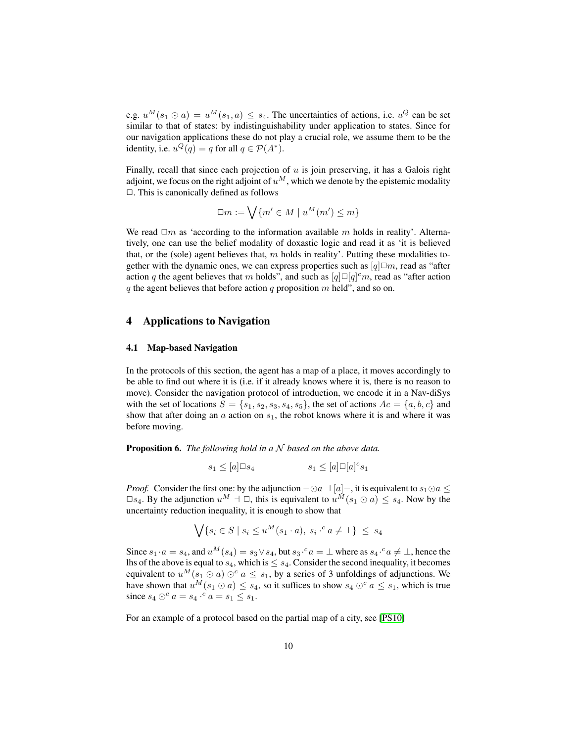e.g. $u^M(s_1 \odot a) = u^M(s_1, a) \leq s_4$. The uncertainties of actions, i.e. $u^Q$ can be set similar to that of states: by indistinguishability under application to states. Since for our navigation applications these do not play a crucial role, we assume them to be the identity, i.e. $u^Q(q) = q$ for all $q \in \mathcal{P}(A^*)$.

Finally, recall that since each projection of $u$ is join preserving, it has a Galois right adjoint, we focus on the right adjoint of $u^M$, which we denote by the epistemic modality $\Box$. This is canonically defined as follows

$$\Box m := \bigvee \{m' \in M \mid u^M(m') \leq m\}$$

We read $\Box m$ as 'according to the information available $m$ holds in reality'. Alternatively, one can use the belief modality of doxastic logic and read it as 'it is believed that, or the (sole) agent believes that, $m$ holds in reality'. Putting these modalities together with the dynamic ones, we can express properties such as $[q]\Box m$, read as "after action $q$ the agent believes that $m$ holds", and such as $[q]\Box[q]^c m$, read as "after action $q$ the agent believes that before action $q$ proposition $m$ held", and so on.

## 4 Applications to Navigation

### 4.1 Map-based Navigation

In the protocols of this section, the agent has a map of a place, it moves accordingly to be able to find out where it is (i.e. if it already knows where it is, there is no reason to move). Consider the navigation protocol of introduction, we encode it in a Nav-diSys with the set of locations $S = \{s_1, s_2, s_3, s_4, s_5\}$, the set of actions $Ac = \{a, b, c\}$ and show that after doing an $a$ action on $s_1$, the robot knows where it is and where it was before moving.

**Proposition 6.** *The following hold in a $\mathcal{N}$ based on the above data.*

$$s_1 \leq [a]\Box s_4 \qquad\qquad s_1 \leq [a]\Box[a]^c s_1$$

*Proof.* Consider the first one: by the adjunction $-\odot a \dashv [a]-$, it is equivalent to $s_1 \odot a \leq \Box s_4$. By the adjunction $u^M \dashv \Box$, this is equivalent to $u^M(s_1 \odot a) \leq s_4$. Now by the uncertainty reduction inequality, it is enough to show that

$$\bigvee \{s_i \in S \mid s_i \leq u^M(s_1 \cdot a),\ s_i \cdot^c a \neq \bot\} \ \leq \ s_4$$

Since $s_1 \cdot a = s_4$, and $u^M(s_4) = s_3 \vee s_4$, but $s_3 \cdot^c a = \bot$ where as $s_4 \cdot^c a \neq \bot$, hence the lhs of the above is equal to $s_4$, which is $\leq s_4$. Consider the second inequality, it becomes equivalent to $u^M(s_1 \odot a) \odot^c a \leq s_1$, by a series of 3 unfoldings of adjunctions. We have shown that $u^M(s_1 \odot a) \leq s_4$, so it suffices to show $s_4 \odot^c a \leq s_1$, which is true since $s_4 \odot^c a = s_4 \cdot^c a = s_1 \leq s_1$.

For an example of a protocol based on the partial map of a city, see [PS10]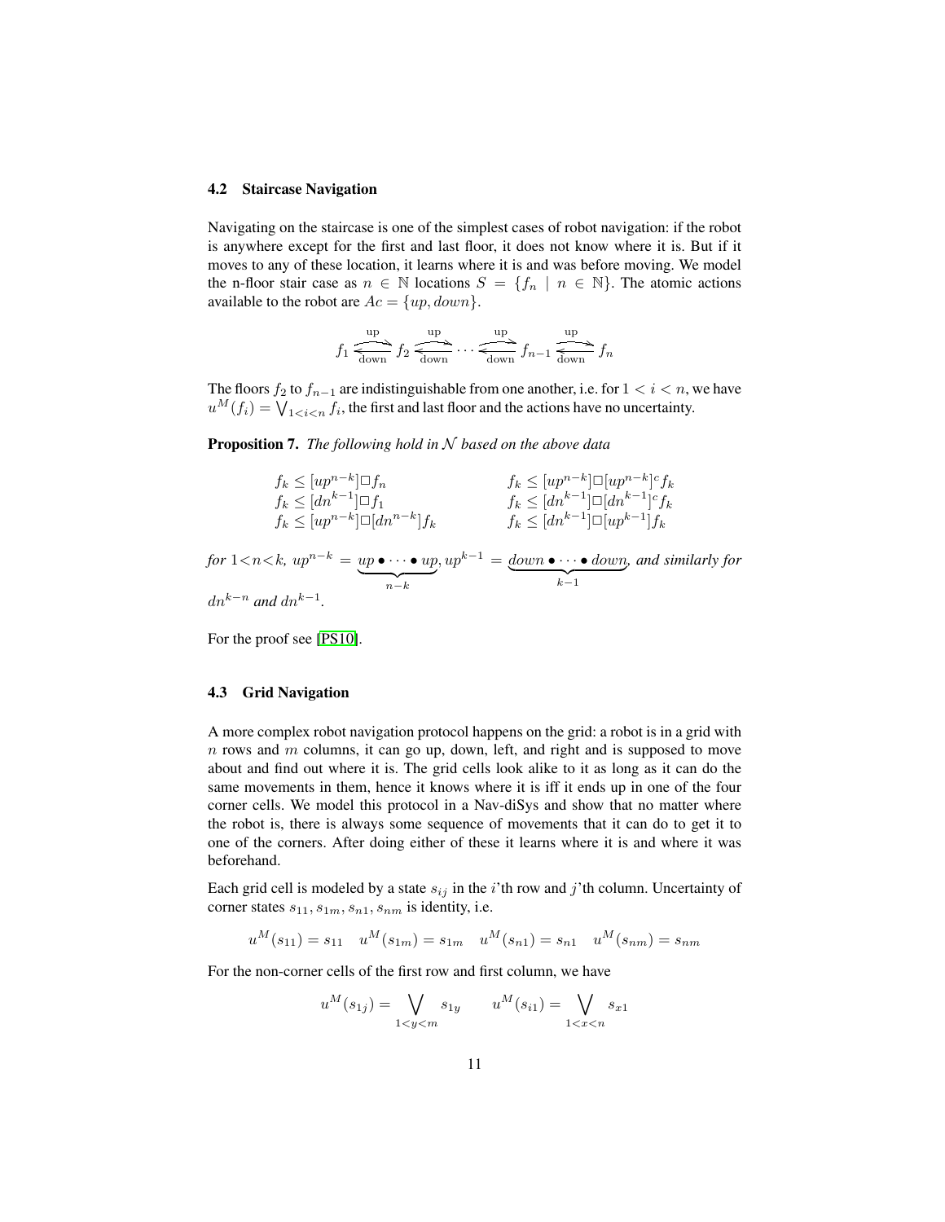### 4.2 Staircase Navigation

Navigating on the staircase is one of the simplest cases of robot navigation: if the robot is anywhere except for the first and last floor, it does not know where it is. But if it moves to any of these location, it learns where it is and was before moving. We model the n-floor stair case as $n \in \mathbb{N}$ locations $S = \{f_n \mid n \in \mathbb{N}\}$. The atomic actions available to the robot are $Ac = \{up, down\}$.

$$f_1 \underset{\text{down}}{\overset{\text{up}}{\rightleftarrows}} f_2 \underset{\text{down}}{\overset{\text{up}}{\rightleftarrows}} \cdots \underset{\text{down}}{\overset{\text{up}}{\rightleftarrows}} f_{n-1} \underset{\text{down}}{\overset{\text{up}}{\rightleftarrows}} f_n$$

The floors $f_2$ to $f_{n-1}$ are indistinguishable from one another, i.e. for $1 < i < n$, we have $u^M(f_i) = \bigvee_{1<i<n} f_i$, the first and last floor and the actions have no uncertainty.

**Proposition 7.** *The following hold in $\mathcal{N}$ based on the above data*

$$\begin{array}{ll}
f_k \leq [up^{n-k}]\Box f_n & f_k \leq [up^{n-k}]\Box[up^{n-k}]^c f_k \\
f_k \leq [dn^{k-1}]\Box f_1 & f_k \leq [dn^{k-1}]\Box[dn^{k-1}]^c f_k \\
f_k \leq [up^{n-k}]\Box[dn^{n-k}] f_k & f_k \leq [dn^{k-1}]\Box[up^{k-1}] f_k
\end{array}$$

*for* $1<n<k$, $up^{n-k} = \underbrace{up \bullet \cdots \bullet up}_{n-k}$, $up^{k-1} = \underbrace{down \bullet \cdots \bullet down}_{k-1}$*, and similarly for* $dn^{k-n}$ *and* $dn^{k-1}$.

For the proof see [PS10].

### 4.3 Grid Navigation

A more complex robot navigation protocol happens on the grid: a robot is in a grid with $n$ rows and $m$ columns, it can go up, down, left, and right and is supposed to move about and find out where it is. The grid cells look alike to it as long as it can do the same movements in them, hence it knows where it is iff it ends up in one of the four corner cells. We model this protocol in a Nav-diSys and show that no matter where the robot is, there is always some sequence of movements that it can do to get it to one of the corners. After doing either of these it learns where it is and where it was beforehand.

Each grid cell is modeled by a state $s_{ij}$ in the $i$'th row and $j$'th column. Uncertainty of corner states $s_{11}, s_{1m}, s_{n1}, s_{nm}$ is identity, i.e.

$$u^M(s_{11}) = s_{11} \quad u^M(s_{1m}) = s_{1m} \quad u^M(s_{n1}) = s_{n1} \quad u^M(s_{nm}) = s_{nm}$$

For the non-corner cells of the first row and first column, we have

$$u^M(s_{1j}) = \bigvee_{1<y<m} s_{1y} \qquad u^M(s_{i1}) = \bigvee_{1<x<n} s_{x1}$$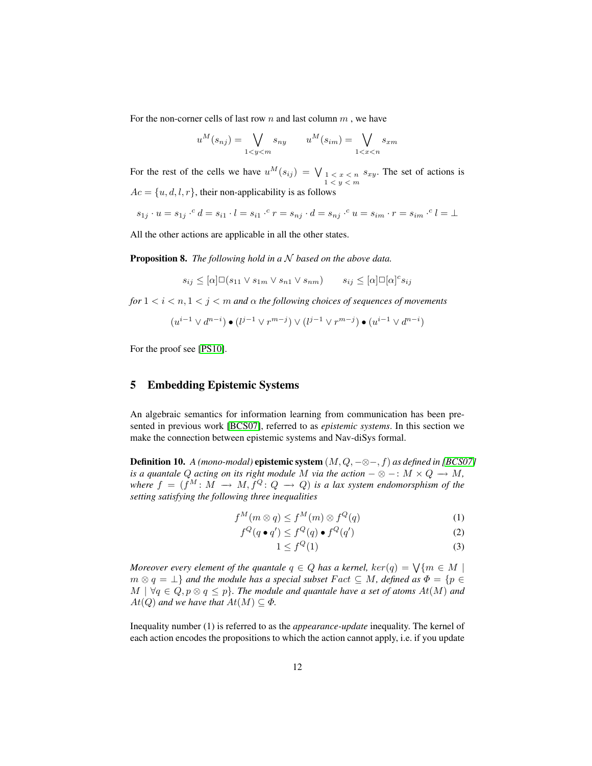For the non-corner cells of last row $n$ and last column $m$ , we have

$$u^M(s_{nj}) = \bigvee_{1<y<m} s_{ny} \qquad u^M(s_{im}) = \bigvee_{1<x<n} s_{xm}$$

For the rest of the cells we have $u^M(s_{ij}) = \bigvee_{\substack{1 < x < n \\ 1 < y < m}} s_{xy}$. The set of actions is $Ac = \{u, d, l, r\}$, their non-applicability is as follows

$$s_{1j} \cdot u = s_{1j} \cdot^c d = s_{i1} \cdot l = s_{i1} \cdot^c r = s_{nj} \cdot d = s_{nj} \cdot^c u = s_{im} \cdot r = s_{im} \cdot^c l = \bot$$

All the other actions are applicable in all the other states.

**Proposition 8.** *The following hold in a $\mathcal{N}$ based on the above data.*

$$s_{ij} \leq [\alpha]\Box(s_{11} \vee s_{1m} \vee s_{n1} \vee s_{nm}) \qquad s_{ij} \leq [\alpha]\Box[\alpha]^c s_{ij}$$

*for $1 < i < n, 1 < j < m$ and $\alpha$ the following choices of sequences of movements*

$$(u^{i-1} \vee d^{n-i}) \bullet (l^{j-1} \vee r^{m-j}) \vee (l^{j-1} \vee r^{m-j}) \bullet (u^{i-1} \vee d^{n-i})$$

For the proof see [PS10].

## 5 Embedding Epistemic Systems

An algebraic semantics for information learning from communication has been presented in previous work [BCS07], referred to as *epistemic systems*. In this section we make the connection between epistemic systems and Nav-diSys formal.

**Definition 10.** *A (mono-modal)* **epistemic system** $(M, Q, -\otimes-, f)$ *as defined in [BCS07] is a quantale $Q$ acting on its right module $M$ via the action $- \otimes -: M \times Q \longrightarrow M$, where $f = (f^M : M \longrightarrow M, f^Q : Q \longrightarrow Q)$ is a lax system endomorsphism of the setting satisfying the following three inequalities*

$$f^M(m \otimes q) \leq f^M(m) \otimes f^Q(q) \tag{1}$$

$$f^Q(q \bullet q') \leq f^Q(q) \bullet f^Q(q') \tag{2}$$

$$1 \leq f^Q(1) \tag{3}$$

*Moreover every element of the quantale $q \in Q$ has a kernel, $ker(q) = \bigvee\{m \in M \mid m \otimes q = \bot\}$ and the module has a special subset $Fact \subseteq M$, defined as $\Phi = \{p \in M \mid \forall q \in Q, p \otimes q \leq p\}$. The module and quantale have a set of atoms $At(M)$ and $At(Q)$ and we have that $At(M) \subseteq \Phi$.*

Inequality number (1) is referred to as the *appearance-update* inequality. The kernel of each action encodes the propositions to which the action cannot apply, i.e. if you update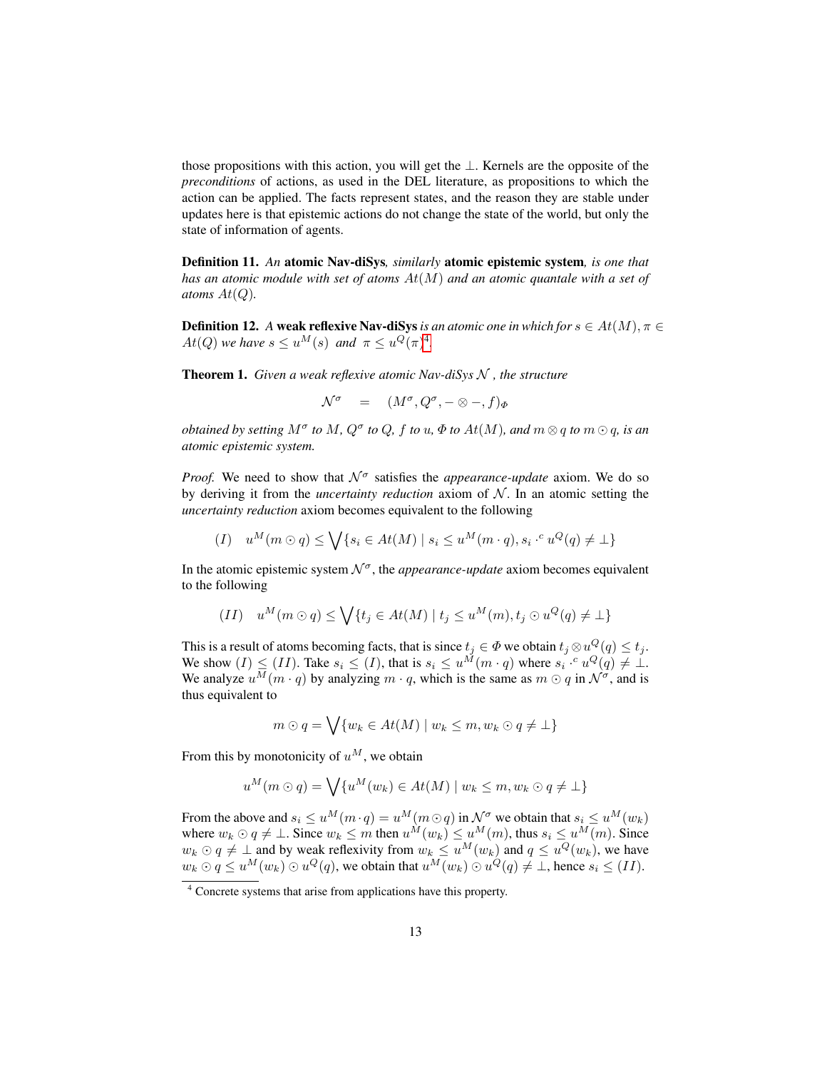those propositions with this action, you will get the $\bot$. Kernels are the opposite of the *preconditions* of actions, as used in the DEL literature, as propositions to which the action can be applied. The facts represent states, and the reason they are stable under updates here is that epistemic actions do not change the state of the world, but only the state of information of agents.

**Definition 11.** *An* **atomic Nav-diSys***, similarly* **atomic epistemic system***, is one that has an atomic module with set of atoms $At(M)$ and an atomic quantale with a set of atoms $At(Q)$.*

**Definition 12.** *A* **weak reflexive Nav-diSys** *is an atomic one in which for $s \in At(M), \pi \in At(Q)$ we have $s \leq u^M(s)$ and $\pi \leq u^Q(\pi)$*[4]*.*

**Theorem 1.** *Given a weak reflexive atomic Nav-diSys $\mathcal{N}$, the structure*

$$\mathcal{N}^\sigma \quad = \quad (M^\sigma, Q^\sigma, - \otimes -, f)_\Phi$$

*obtained by setting $M^\sigma$ to $M$, $Q^\sigma$ to $Q$, $f$ to $u$, $\Phi$ to $At(M)$, and $m \otimes q$ to $m \odot q$, is an atomic epistemic system.*

*Proof.* We need to show that $\mathcal{N}^\sigma$ satisfies the *appearance-update* axiom. We do so by deriving it from the *uncertainty reduction* axiom of $\mathcal{N}$. In an atomic setting the *uncertainty reduction* axiom becomes equivalent to the following

$$(I) \quad u^M(m \odot q) \leq \bigvee \{s_i \in At(M) \mid s_i \leq u^M(m \cdot q), s_i \cdot^c u^Q(q) \neq \bot\}$$

In the atomic epistemic system $\mathcal{N}^\sigma$, the *appearance-update* axiom becomes equivalent to the following

$$(II) \quad u^M(m \odot q) \leq \bigvee \{t_j \in At(M) \mid t_j \leq u^M(m), t_j \odot u^Q(q) \neq \bot\}$$

This is a result of atoms becoming facts, that is since $t_j \in \Phi$ we obtain $t_j \otimes u^Q(q) \leq t_j$. We show $(I) \leq (II)$. Take $s_i \leq (I)$, that is $s_i \leq u^M(m \cdot q)$ where $s_i \cdot^c u^Q(q) \neq \bot$. We analyze $u^M(m \cdot q)$ by analyzing $m \cdot q$, which is the same as $m \odot q$ in $\mathcal{N}^\sigma$, and is thus equivalent to

$$m \odot q = \bigvee \{w_k \in At(M) \mid w_k \leq m, w_k \odot q \neq \bot\}$$

From this by monotonicity of $u^M$, we obtain

$$u^M(m \odot q) = \bigvee \{u^M(w_k) \in At(M) \mid w_k \leq m, w_k \odot q \neq \bot\}$$

From the above and $s_i \leq u^M(m \cdot q) = u^M(m \odot q)$ in $\mathcal{N}^\sigma$ we obtain that $s_i \leq u^M(w_k)$ where $w_k \odot q \neq \bot$. Since $w_k \leq m$ then $u^M(w_k) \leq u^M(m)$, thus $s_i \leq u^M(m)$. Since $w_k \odot q \neq \bot$ and by weak reflexivity from $w_k \leq u^M(w_k)$ and $q \leq u^Q(w_k)$, we have $w_k \odot q \leq u^M(w_k) \odot u^Q(q)$, we obtain that $u^M(w_k) \odot u^Q(q) \neq \bot$, hence $s_i \leq (II)$.

[4] Concrete systems that arise from applications have this property.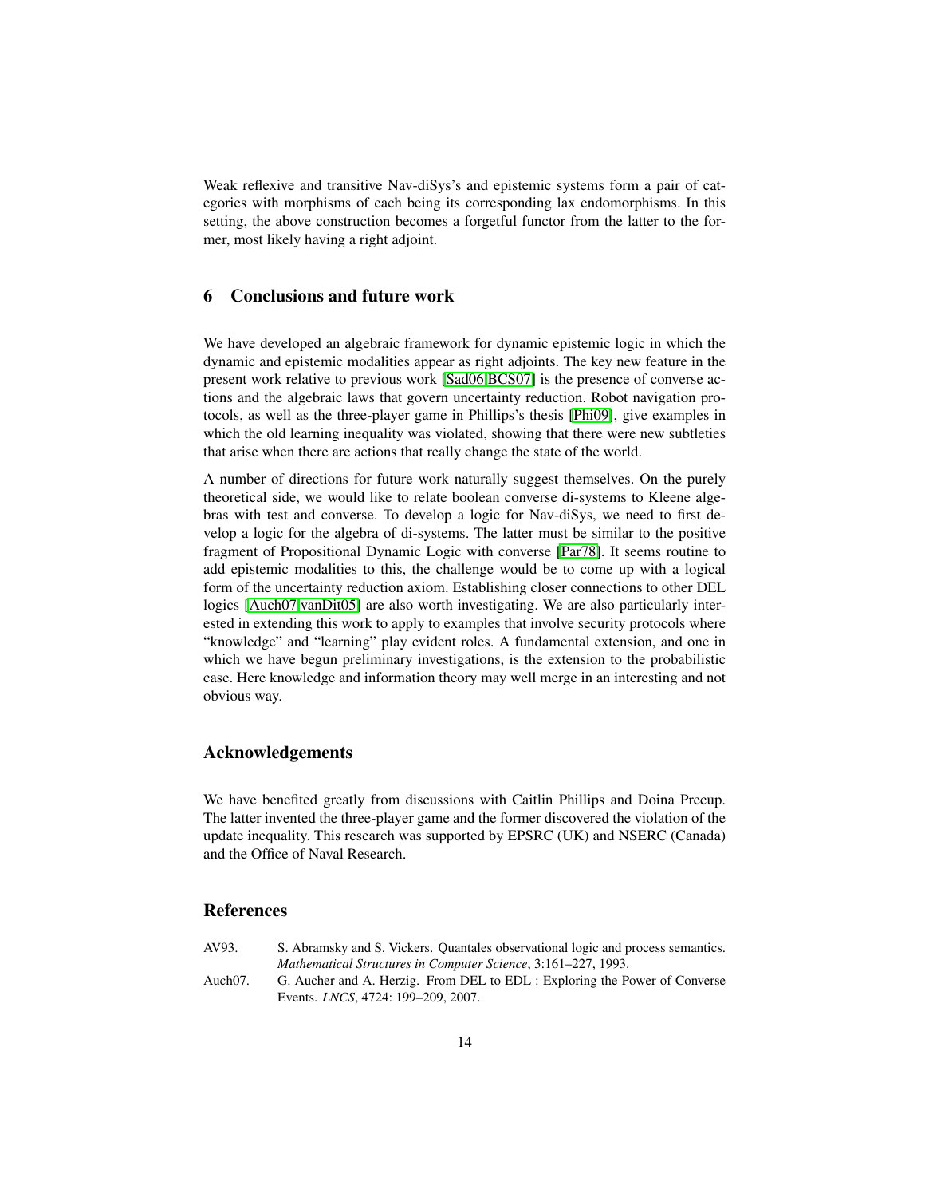Weak reflexive and transitive Nav-diSys's and epistemic systems form a pair of categories with morphisms of each being its corresponding lax endomorphisms. In this setting, the above construction becomes a forgetful functor from the latter to the former, most likely having a right adjoint.

## 6 Conclusions and future work

We have developed an algebraic framework for dynamic epistemic logic in which the dynamic and epistemic modalities appear as right adjoints. The key new feature in the present work relative to previous work [Sad06,BCS07] is the presence of converse actions and the algebraic laws that govern uncertainty reduction. Robot navigation protocols, as well as the three-player game in Phillips's thesis [Phi09], give examples in which the old learning inequality was violated, showing that there were new subtleties that arise when there are actions that really change the state of the world.

A number of directions for future work naturally suggest themselves. On the purely theoretical side, we would like to relate boolean converse di-systems to Kleene algebras with test and converse. To develop a logic for Nav-diSys, we need to first develop a logic for the algebra of di-systems. The latter must be similar to the positive fragment of Propositional Dynamic Logic with converse [Par78]. It seems routine to add epistemic modalities to this, the challenge would be to come up with a logical form of the uncertainty reduction axiom. Establishing closer connections to other DEL logics [Auch07,vanDit05] are also worth investigating. We are also particularly interested in extending this work to apply to examples that involve security protocols where "knowledge" and "learning" play evident roles. A fundamental extension, and one in which we have begun preliminary investigations, is the extension to the probabilistic case. Here knowledge and information theory may well merge in an interesting and not obvious way.

## Acknowledgements

We have benefited greatly from discussions with Caitlin Phillips and Doina Precup. The latter invented the three-player game and the former discovered the violation of the update inequality. This research was supported by EPSRC (UK) and NSERC (Canada) and the Office of Naval Research.

## References

AV93. S. Abramsky and S. Vickers. Quantales observational logic and process semantics. *Mathematical Structures in Computer Science*, 3:161–227, 1993.

Auch07. G. Aucher and A. Herzig. From DEL to EDL : Exploring the Power of Converse Events. *LNCS*, 4724: 199–209, 2007.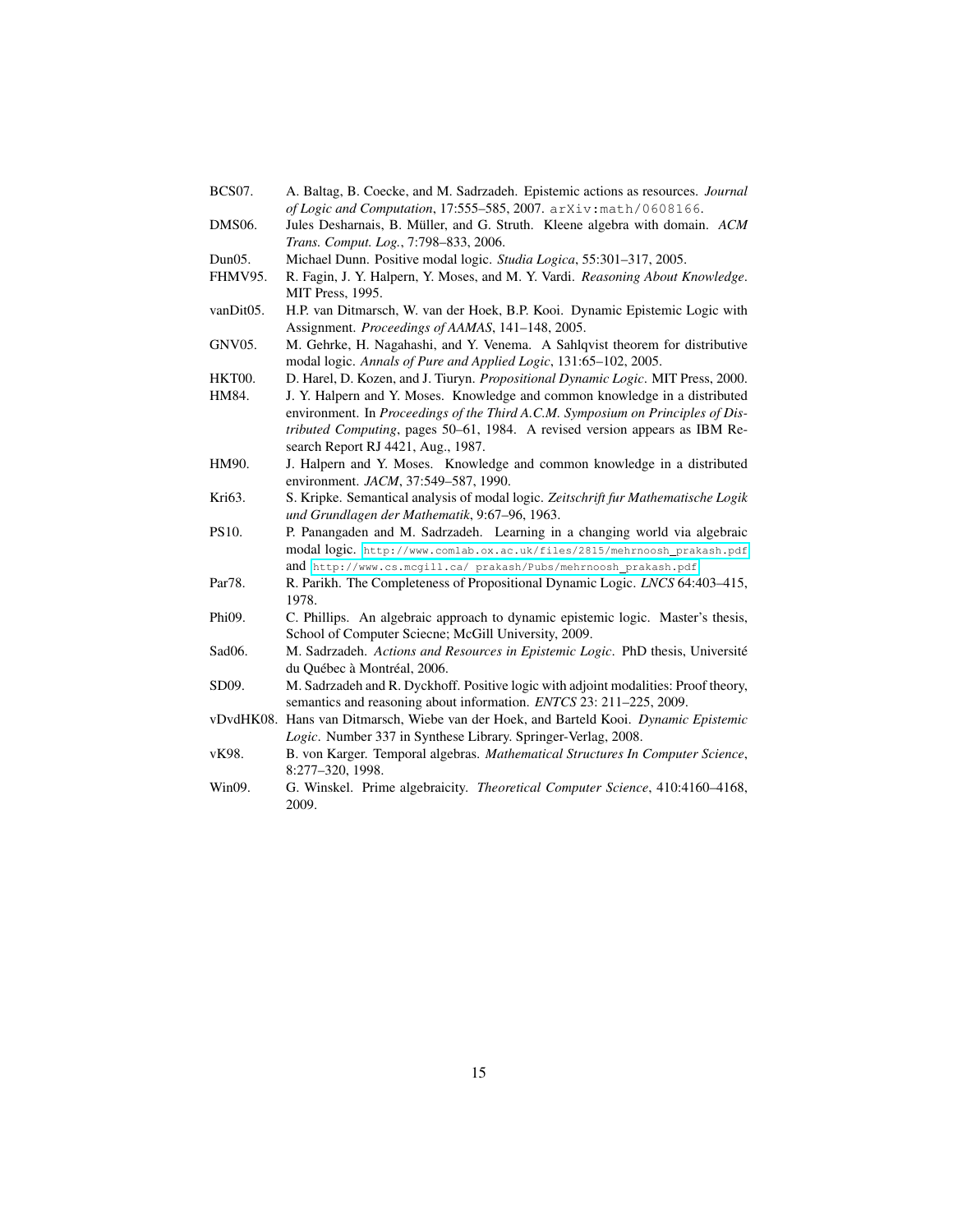BCS07. A. Baltag, B. Coecke, and M. Sadrzadeh. Epistemic actions as resources. *Journal of Logic and Computation*, 17:555–585, 2007. arXiv:math/0608166.

DMS06. Jules Desharnais, B. Müller, and G. Struth. Kleene algebra with domain. *ACM Trans. Comput. Log.*, 7:798–833, 2006.

Dun05. Michael Dunn. Positive modal logic. *Studia Logica*, 55:301–317, 2005.

FHMV95. R. Fagin, J. Y. Halpern, Y. Moses, and M. Y. Vardi. *Reasoning About Knowledge*. MIT Press, 1995.

vanDit05. H.P. van Ditmarsch, W. van der Hoek, B.P. Kooi. Dynamic Epistemic Logic with Assignment. *Proceedings of AAMAS*, 141–148, 2005.

GNV05. M. Gehrke, H. Nagahashi, and Y. Venema. A Sahlqvist theorem for distributive modal logic. *Annals of Pure and Applied Logic*, 131:65–102, 2005.

HKT00. D. Harel, D. Kozen, and J. Tiuryn. *Propositional Dynamic Logic*. MIT Press, 2000.

HM84. J. Y. Halpern and Y. Moses. Knowledge and common knowledge in a distributed environment. In *Proceedings of the Third A.C.M. Symposium on Principles of Distributed Computing*, pages 50–61, 1984. A revised version appears as IBM Research Report RJ 4421, Aug., 1987.

HM90. J. Halpern and Y. Moses. Knowledge and common knowledge in a distributed environment. *JACM*, 37:549–587, 1990.

Kri63. S. Kripke. Semantical analysis of modal logic. *Zeitschrift fur Mathematische Logik und Grundlagen der Mathematik*, 9:67–96, 1963.

PS10. P. Panangaden and M. Sadrzadeh. Learning in a changing world via algebraic modal logic. http://www.comlab.ox.ac.uk/files/2815/mehrnoosh_prakash.pdf and http://www.cs.mcgill.ca/ prakash/Pubs/mehrnoosh_prakash.pdf

Par78. R. Parikh. The Completeness of Propositional Dynamic Logic. *LNCS* 64:403–415, 1978.

Phi09. C. Phillips. An algebraic approach to dynamic epistemic logic. Master's thesis, School of Computer Sciecne; McGill University, 2009.

Sad06. M. Sadrzadeh. *Actions and Resources in Epistemic Logic*. PhD thesis, Université du Québec à Montréal, 2006.

SD09. M. Sadrzadeh and R. Dyckhoff. Positive logic with adjoint modalities: Proof theory, semantics and reasoning about information. *ENTCS* 23: 211–225, 2009.

vDvdHK08. Hans van Ditmarsch, Wiebe van der Hoek, and Barteld Kooi. *Dynamic Epistemic Logic*. Number 337 in Synthese Library. Springer-Verlag, 2008.

vK98. B. von Karger. Temporal algebras. *Mathematical Structures In Computer Science*, 8:277–320, 1998.

Win09. G. Winskel. Prime algebraicity. *Theoretical Computer Science*, 410:4160–4168, 2009.